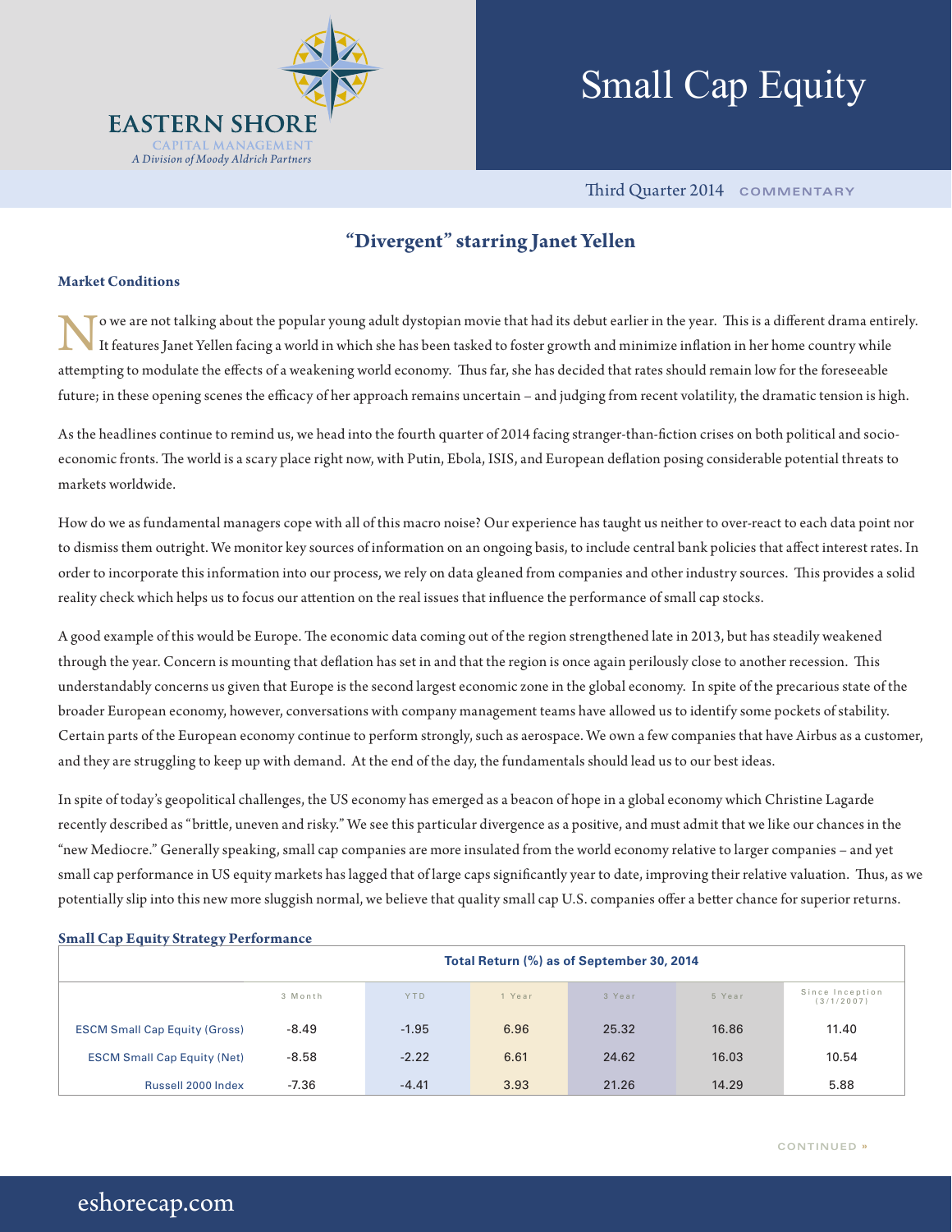# Small Cap Equity

Third Quarter 2014 COMMENTARY

## "Divergent" starring Janet Yellen

### Market Conditions

No we are not talking about the popular young adult dystopian movie that had its debut earlier in the year. This is a different drama entirely. It features Janet Yellen facing a world in which she has been tasked to foster growth and minimize inflation in her home country while attempting to modulate the effects of a weakening world economy. Thus far, she has decided that rates should remain low for the foreseeable future; in these opening scenes the efficacy of her approach remains uncertain – and judging from recent volatility, the dramatic tension is high.

As the headlines continue to remind us, we head into the fourth quarter of 2014 facing stranger-than-fiction crises on both political and socio-economic fronts. The world is a scary place right now, with Putin, Ebola, ISIS, and European deflation posing considerable potential threats to markets worldwide.

How do we as fundamental managers cope with all of this macro noise? Our experience has taught us neither to over-react to each data point nor to dismiss them outright. We monitor key sources of information on an ongoing basis, to include central bank policies that affect interest rates. In order to incorporate this information into our process, we rely on data gleaned from companies and other industry sources. This provides a solid reality check which helps us to focus our attention on the real issues that influence the performance of small cap stocks.

A good example of this would be Europe. The economic data coming out of the region strengthened late in 2013, but has steadily weakened through the year. Concern is mounting that deflation has set in and that the region is once again perilously close to another recession. This understandably concerns us given that Europe is the second largest economic zone in the global economy. In spite of the precarious state of the broader European economy, however, conversations with company management teams have allowed us to identify some pockets of stability. Certain parts of the European economy continue to perform strongly, such as aerospace. We own a few companies that have Airbus as a customer, and they are struggling to keep up with demand. At the end of the day, the fundamentals should lead us to our best ideas.

In spite of today's geopolitical challenges, the US economy has emerged as a beacon of hope in a global economy which Christine Lagarde recently described as "brittle, uneven and risky." We see this particular divergence as a positive, and must admit that we like our chances in the "new Mediocre." Generally speaking, small cap companies are more insulated from the world economy relative to larger companies – and yet small cap performance in US equity markets has lagged that of large caps significantly year to date, improving their relative valuation. Thus, as we potentially slip into this new more sluggish normal, we believe that quality small cap U.S. companies offer a better chance for superior returns.

### Small Cap Equity Strategy Performance

| | Total Return (%) as of September 30, 2014 | | | | | |
|---|---|---|---|---|---|---|
| | 3 Month | YTD | 1 Year | 3 Year | 5 Year | Since Inception (3/1/2007) |
| ESCM Small Cap Equity (Gross) | -8.49 | -1.95 | 6.96 | 25.32 | 16.86 | 11.40 |
| ESCM Small Cap Equity (Net) | -8.58 | -2.22 | 6.61 | 24.62 | 16.03 | 10.54 |
| Russell 2000 Index | -7.36 | -4.41 | 3.93 | 21.26 | 14.29 | 5.88 |

CONTINUED »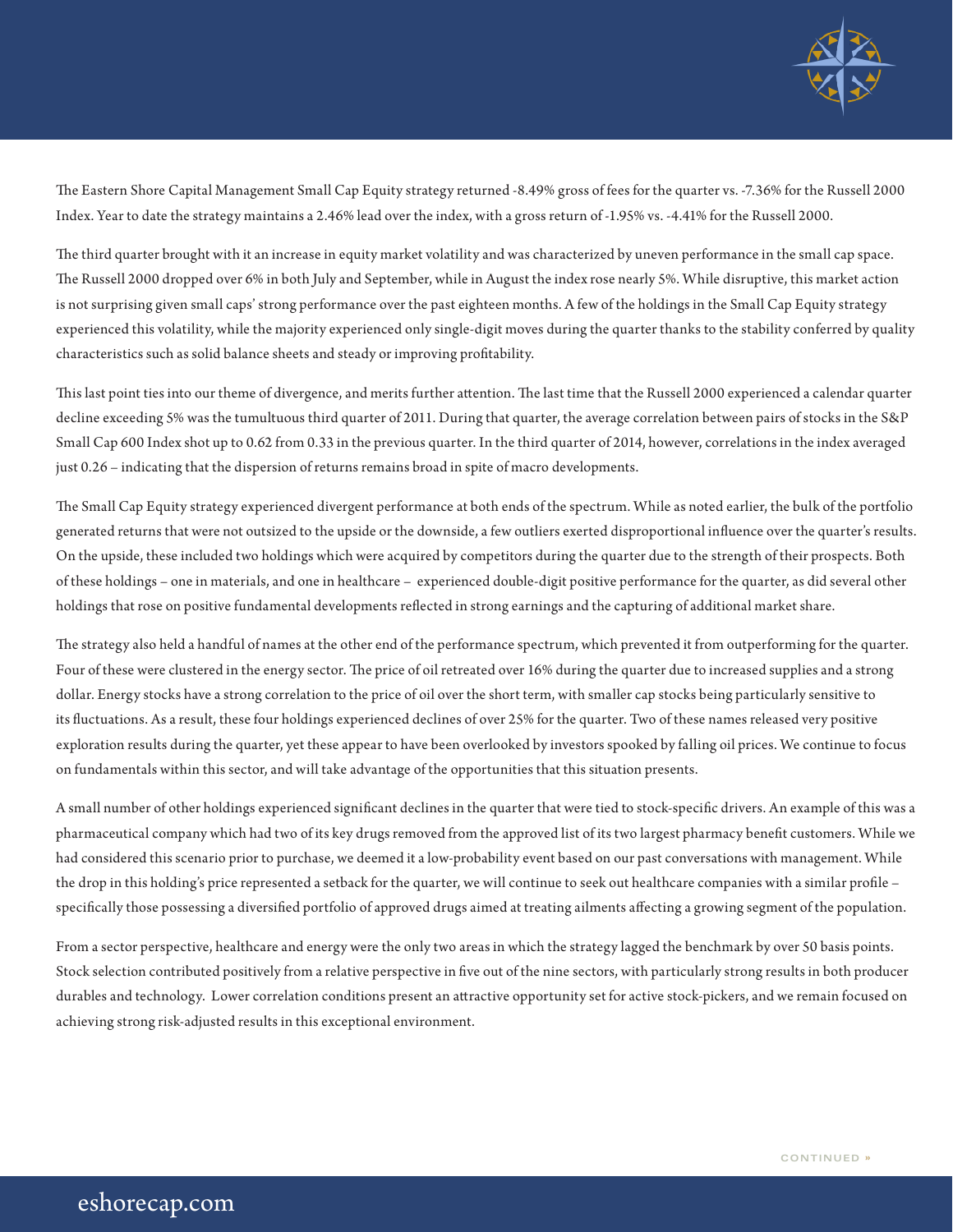The Eastern Shore Capital Management Small Cap Equity strategy returned -8.49% gross of fees for the quarter vs. -7.36% for the Russell 2000 Index. Year to date the strategy maintains a 2.46% lead over the index, with a gross return of -1.95% vs. -4.41% for the Russell 2000.

The third quarter brought with it an increase in equity market volatility and was characterized by uneven performance in the small cap space. The Russell 2000 dropped over 6% in both July and September, while in August the index rose nearly 5%. While disruptive, this market action is not surprising given small caps' strong performance over the past eighteen months. A few of the holdings in the Small Cap Equity strategy experienced this volatility, while the majority experienced only single-digit moves during the quarter thanks to the stability conferred by quality characteristics such as solid balance sheets and steady or improving profitability.

This last point ties into our theme of divergence, and merits further attention. The last time that the Russell 2000 experienced a calendar quarter decline exceeding 5% was the tumultuous third quarter of 2011. During that quarter, the average correlation between pairs of stocks in the S&P Small Cap 600 Index shot up to 0.62 from 0.33 in the previous quarter. In the third quarter of 2014, however, correlations in the index averaged just 0.26 – indicating that the dispersion of returns remains broad in spite of macro developments.

The Small Cap Equity strategy experienced divergent performance at both ends of the spectrum. While as noted earlier, the bulk of the portfolio generated returns that were not outsized to the upside or the downside, a few outliers exerted disproportional influence over the quarter's results. On the upside, these included two holdings which were acquired by competitors during the quarter due to the strength of their prospects. Both of these holdings – one in materials, and one in healthcare – experienced double-digit positive performance for the quarter, as did several other holdings that rose on positive fundamental developments reflected in strong earnings and the capturing of additional market share.

The strategy also held a handful of names at the other end of the performance spectrum, which prevented it from outperforming for the quarter. Four of these were clustered in the energy sector. The price of oil retreated over 16% during the quarter due to increased supplies and a strong dollar. Energy stocks have a strong correlation to the price of oil over the short term, with smaller cap stocks being particularly sensitive to its fluctuations. As a result, these four holdings experienced declines of over 25% for the quarter. Two of these names released very positive exploration results during the quarter, yet these appear to have been overlooked by investors spooked by falling oil prices. We continue to focus on fundamentals within this sector, and will take advantage of the opportunities that this situation presents.

A small number of other holdings experienced significant declines in the quarter that were tied to stock-specific drivers. An example of this was a pharmaceutical company which had two of its key drugs removed from the approved list of its two largest pharmacy benefit customers. While we had considered this scenario prior to purchase, we deemed it a low-probability event based on our past conversations with management. While the drop in this holding's price represented a setback for the quarter, we will continue to seek out healthcare companies with a similar profile – specifically those possessing a diversified portfolio of approved drugs aimed at treating ailments affecting a growing segment of the population.

From a sector perspective, healthcare and energy were the only two areas in which the strategy lagged the benchmark by over 50 basis points. Stock selection contributed positively from a relative perspective in five out of the nine sectors, with particularly strong results in both producer durables and technology. Lower correlation conditions present an attractive opportunity set for active stock-pickers, and we remain focused on achieving strong risk-adjusted results in this exceptional environment.

CONTINUED »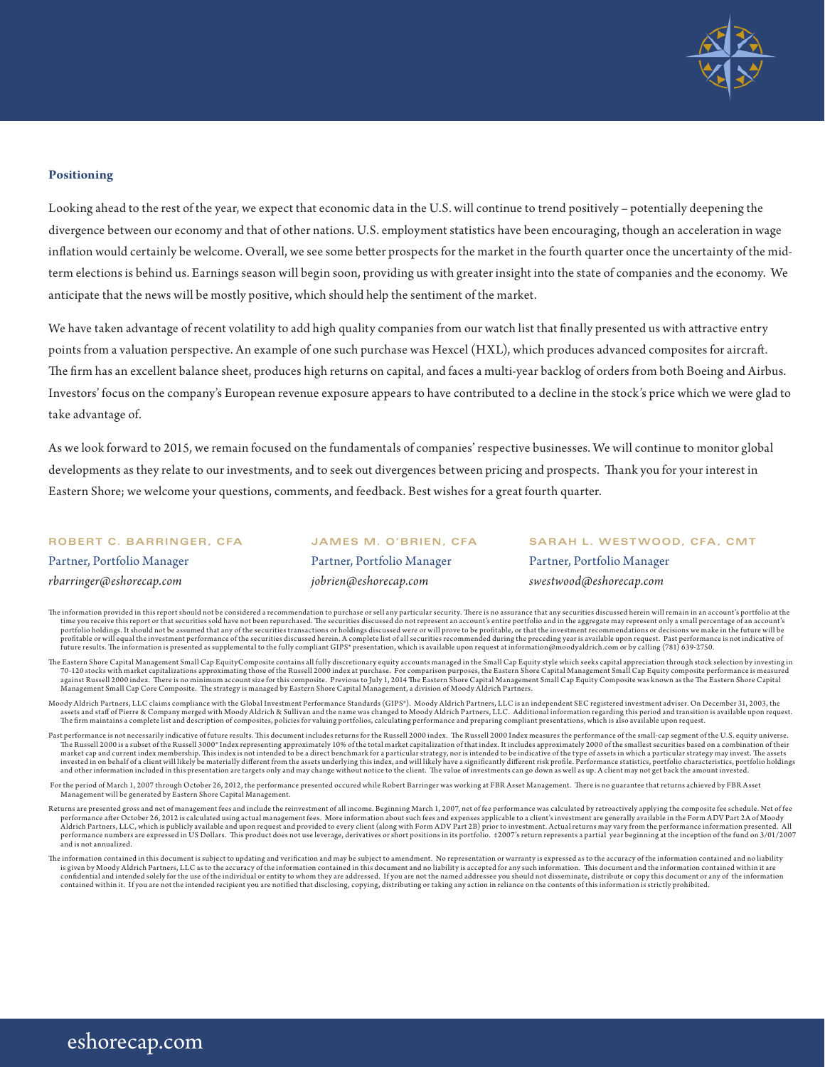### Positioning

Looking ahead to the rest of the year, we expect that economic data in the U.S. will continue to trend positively – potentially deepening the divergence between our economy and that of other nations. U.S. employment statistics have been encouraging, though an acceleration in wage inflation would certainly be welcome. Overall, we see some better prospects for the market in the fourth quarter once the uncertainty of the mid-term elections is behind us. Earnings season will begin soon, providing us with greater insight into the state of companies and the economy. We anticipate that the news will be mostly positive, which should help the sentiment of the market.

We have taken advantage of recent volatility to add high quality companies from our watch list that finally presented us with attractive entry points from a valuation perspective. An example of one such purchase was Hexcel (HXL), which produces advanced composites for aircraft. The firm has an excellent balance sheet, produces high returns on capital, and faces a multi-year backlog of orders from both Boeing and Airbus. Investors' focus on the company's European revenue exposure appears to have contributed to a decline in the stock's price which we were glad to take advantage of.

As we look forward to 2015, we remain focused on the fundamentals of companies' respective businesses. We will continue to monitor global developments as they relate to our investments, and to seek out divergences between pricing and prospects. Thank you for your interest in Eastern Shore; we welcome your questions, comments, and feedback. Best wishes for a great fourth quarter.

**ROBERT C. BARRINGER, CFA**
Partner, Portfolio Manager
*rbarringer@eshorecap.com*

**JAMES M. O'BRIEN, CFA**
Partner, Portfolio Manager
*jobrien@eshorecap.com*

**SARAH L. WESTWOOD, CFA, CMT**
Partner, Portfolio Manager
*swestwood@eshorecap.com*

The information provided in this report should not be considered a recommendation to purchase or sell any particular security. There is no assurance that any securities discussed herein will remain in an account's portfolio at the time you receive this report or that securities sold have not been repurchased. The securities discussed do not represent an account's entire portfolio and in the aggregate may represent only a small percentage of an account's portfolio holdings. It should not be assumed that any of the securities transactions or holdings discussed were or will prove to be profitable, or that the investment recommendations or decisions we make in the future will be profitable or will equal the investment performance of the securities discussed herein. A complete list of all securities recommended during the preceding year is available upon request. Past performance is not indicative of future results. The information is presented as supplemental to the fully compliant GIPS® presentation, which is available upon request at information@moodyaldrich.com or by calling (781) 639-2750.

The Eastern Shore Capital Management Small Cap EquityComposite contains all fully discretionary equity accounts managed in the Small Cap Equity style which seeks capital appreciation through stock selection by investing in 70-120 stocks with market capitalizations approximating those of the Russell 2000 index at purchase. For comparison purposes, the Eastern Shore Capital Management Small Cap Equity composite performance is measured against Russell 2000 index. There is no minimum account size for this composite. Previous to July 1, 2014 The Eastern Shore Capital Management Small Cap Equity Composite was known as the The Eastern Shore Capital Management Small Cap Core Composite. The strategy is managed by Eastern Shore Capital Management, a division of Moody Aldrich Partners.

Moody Aldrich Partners, LLC claims compliance with the Global Investment Performance Standards (GIPS®). Moody Aldrich Partners, LLC is an independent SEC registered investment adviser. On December 31, 2003, the assets and staff of Pierre & Company merged with Moody Aldrich & Sullivan and the name was changed to Moody Aldrich Partners, LLC. Additional information regarding this period and transition is available upon request. The firm maintains a complete list and description of composites, policies for valuing portfolios, calculating performance and preparing compliant presentations, which is also available upon request.

Past performance is not necessarily indicative of future results. This document includes returns for the Russell 2000 index. The Russell 2000 Index measures the performance of the small-cap segment of the U.S. equity universe. The Russell 2000 is a subset of the Russell 3000® Index representing approximately 10% of the total market capitalization of that index. It includes approximately 2000 of the smallest securities based on a combination of their market cap and current index membership. This index is not intended to be a direct benchmark for a particular strategy, nor is intended to be indicative of the type of assets in which a particular strategy may invest. The assets invested in on behalf of a client will likely be materially different from the assets underlying this index, and will likely have a significantly different risk profile. Performance statistics, portfolio characteristics, portfolio holdings and other information included in this presentation are targets only and may change without notice to the client. The value of investments can go down as well as up. A client may not get back the amount invested.

For the period of March 1, 2007 through October 26, 2012, the performance presented occured while Robert Barringer was working at FBR Asset Management. There is no guarantee that returns achieved by FBR Asset Management will be generated by Eastern Shore Capital Management.

Returns are presented gross and net of management fees and include the reinvestment of all income. Beginning March 1, 2007, net of fee performance was calculated by retroactively applying the composite fee schedule. Net of fee performance after October 26, 2012 is calculated using actual management fees. More information about such fees and expenses applicable to a client's investment are generally available in the Form ADV Part 2A of Moody Aldrich Partners, LLC, which is publicly available and upon request and provided to every client (along with Form ADV Part 2B) prior to investment. Actual returns may vary from the performance information presented. All performance numbers are expressed in US Dollars. This product does not use leverage, derivatives or short positions in its portfolio. ‡2007's return represents a partial year beginning at the inception of the fund on 3/01/2007 and is not annualized.

The information contained in this document is subject to updating and verification and may be subject to amendment. No representation or warranty is expressed as to the accuracy of the information contained and no liability is given by Moody Aldrich Partners, LLC as to the accuracy of the information contained in this document and no liability is accepted for any such information. This document and the information contained within it are confidential and intended solely for the use of the individual or entity to whom they are addressed. If you are not the named addressee you should not disseminate, distribute or copy this document or any of the information contained within it. If you are not the intended recipient you are notified that disclosing, copying, distributing or taking any action in reliance on the contents of this information is strictly prohibited.

eshorecap.com